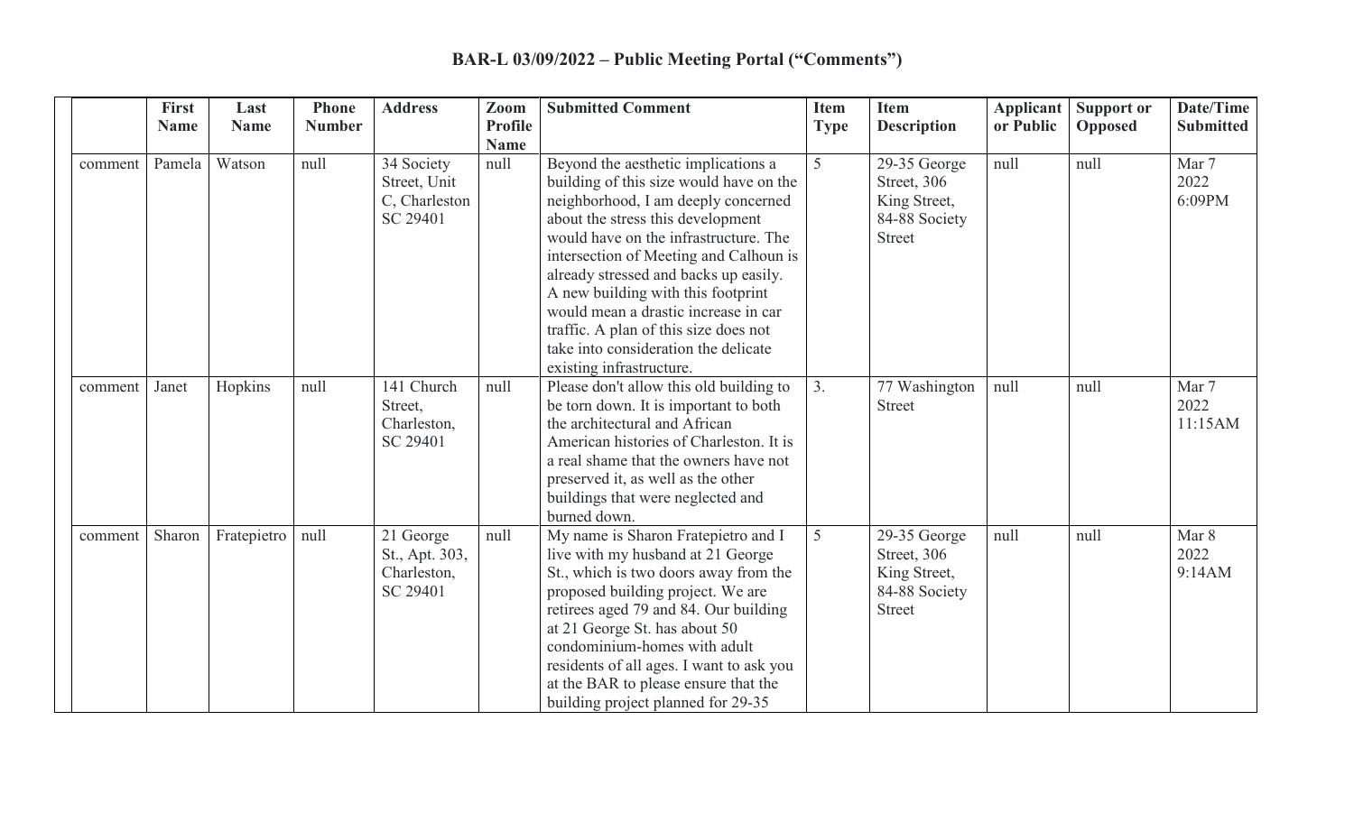# BAR-L 03/09/2022 – Public Meeting Portal ("Comments")

| | First Name | Last Name | Phone Number | Address | Zoom Profile Name | Submitted Comment | Item Type | Item Description | Applicant or Public | Support or Opposed | Date/Time Submitted |
|---|---|---|---|---|---|---|---|---|---|---|---|
| comment | Pamela | Watson | null | 34 Society Street, Unit C, Charleston SC 29401 | null | Beyond the aesthetic implications a building of this size would have on the neighborhood, I am deeply concerned about the stress this development would have on the infrastructure. The intersection of Meeting and Calhoun is already stressed and backs up easily. A new building with this footprint would mean a drastic increase in car traffic. A plan of this size does not take into consideration the delicate existing infrastructure. | 5 | 29-35 George Street, 306 King Street, 84-88 Society Street | null | null | Mar 7 2022 6:09PM |
| comment | Janet | Hopkins | null | 141 Church Street, Charleston, SC 29401 | null | Please don't allow this old building to be torn down. It is important to both the architectural and African American histories of Charleston. It is a real shame that the owners have not preserved it, as well as the other buildings that were neglected and burned down. | 3. | 77 Washington Street | null | null | Mar 7 2022 11:15AM |
| comment | Sharon | Fratepietro | null | 21 George St., Apt. 303, Charleston, SC 29401 | null | My name is Sharon Fratepietro and I live with my husband at 21 George St., which is two doors away from the proposed building project. We are retirees aged 79 and 84. Our building at 21 George St. has about 50 condominium-homes with adult residents of all ages. I want to ask you at the BAR to please ensure that the building project planned for 29-35 | 5 | 29-35 George Street, 306 King Street, 84-88 Society Street | null | null | Mar 8 2022 9:14AM |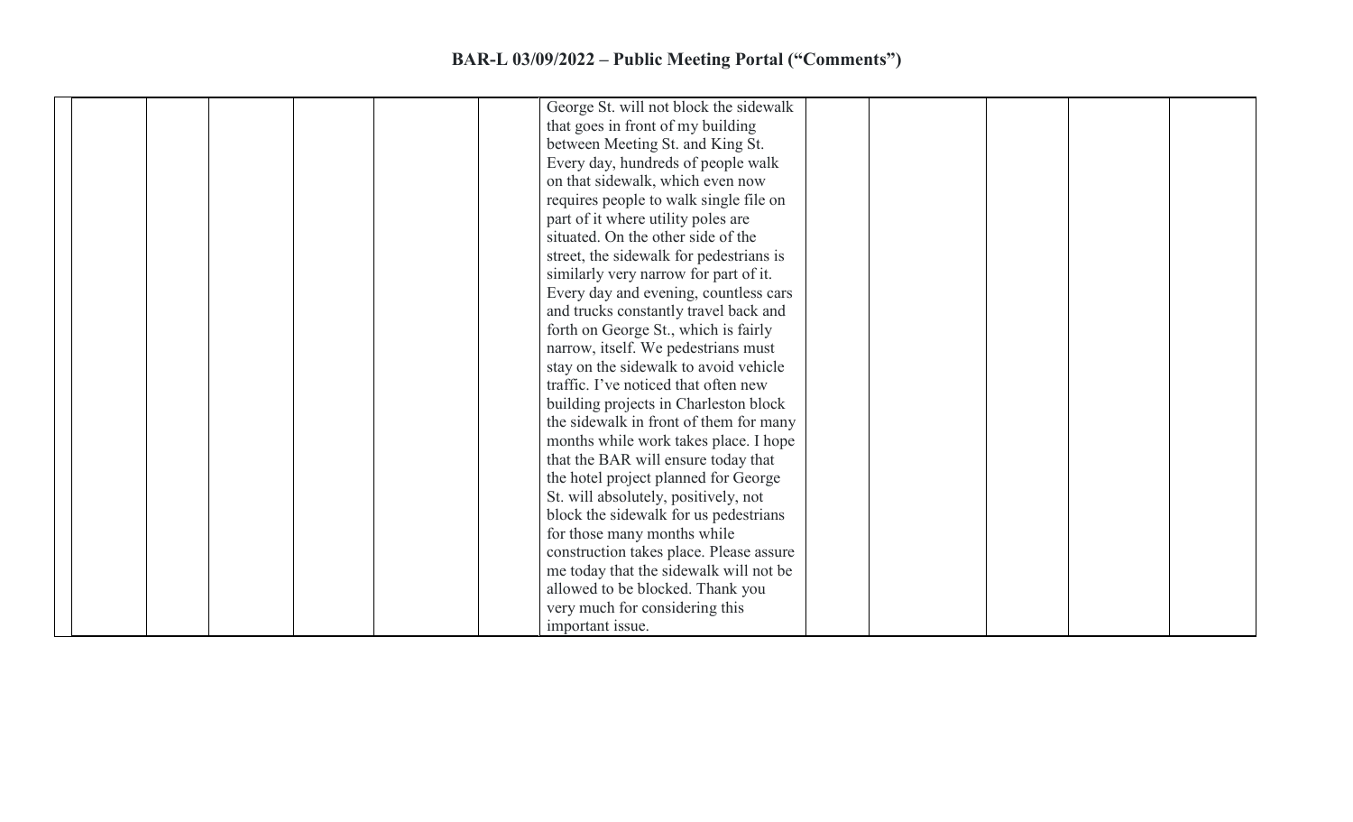| | | | | | | | | | | | | |
|---|---|---|---|---|---|---|---|---|---|---|---|---|
| | | | | | | | George St. will not block the sidewalk that goes in front of my building between Meeting St. and King St. Every day, hundreds of people walk on that sidewalk, which even now requires people to walk single file on part of it where utility poles are situated. On the other side of the street, the sidewalk for pedestrians is similarly very narrow for part of it. Every day and evening, countless cars and trucks constantly travel back and forth on George St., which is fairly narrow, itself. We pedestrians must stay on the sidewalk to avoid vehicle traffic. I've noticed that often new building projects in Charleston block the sidewalk in front of them for many months while work takes place. I hope that the BAR will ensure today that the hotel project planned for George St. will absolutely, positively, not block the sidewalk for us pedestrians for those many months while construction takes place. Please assure me today that the sidewalk will not be allowed to be blocked. Thank you very much for considering this important issue. | | | | | |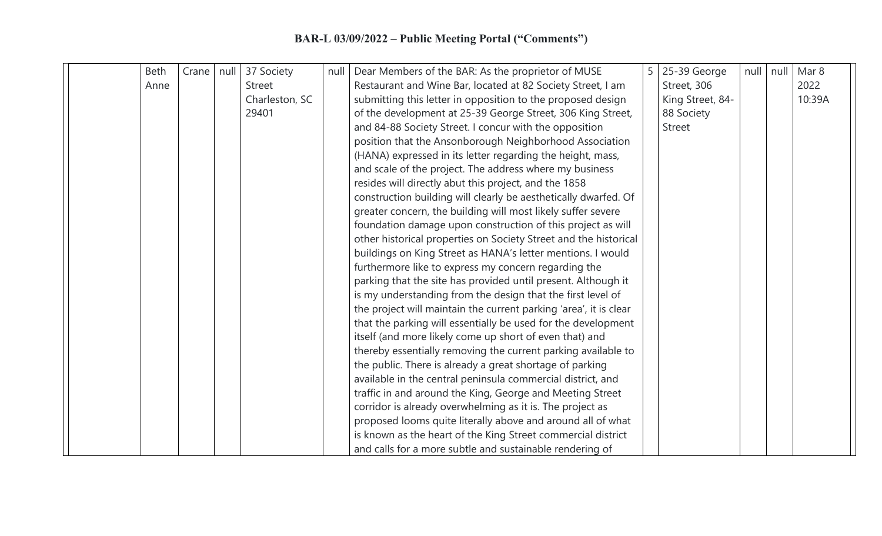**BAR-L 03/09/2022 – Public Meeting Portal ("Comments")**

| | | | | | | | | | | | |
|---|---|---|---|---|---|---|---|---|---|---|---|
| | Beth Anne | Crane | null | 37 Society Street Charleston, SC 29401 | null | Dear Members of the BAR: As the proprietor of MUSE Restaurant and Wine Bar, located at 82 Society Street, I am submitting this letter in opposition to the proposed design of the development at 25-39 George Street, 306 King Street, and 84-88 Society Street. I concur with the opposition position that the Ansonborough Neighborhood Association (HANA) expressed in its letter regarding the height, mass, and scale of the project. The address where my business resides will directly abut this project, and the 1858 construction building will clearly be aesthetically dwarfed. Of greater concern, the building will most likely suffer severe foundation damage upon construction of this project as will other historical properties on Society Street and the historical buildings on King Street as HANA's letter mentions. I would furthermore like to express my concern regarding the parking that the site has provided until present. Although it is my understanding from the design that the first level of the project will maintain the current parking 'area', it is clear that the parking will essentially be used for the development itself (and more likely come up short of even that) and thereby essentially removing the current parking available to the public. There is already a great shortage of parking available in the central peninsula commercial district, and traffic in and around the King, George and Meeting Street corridor is already overwhelming as it is. The project as proposed looms quite literally above and around all of what is known as the heart of the King Street commercial district and calls for a more subtle and sustainable rendering of | 5 | 25-39 George Street, 306 King Street, 84-88 Society Street | null | null | Mar 8 2022 10:39A |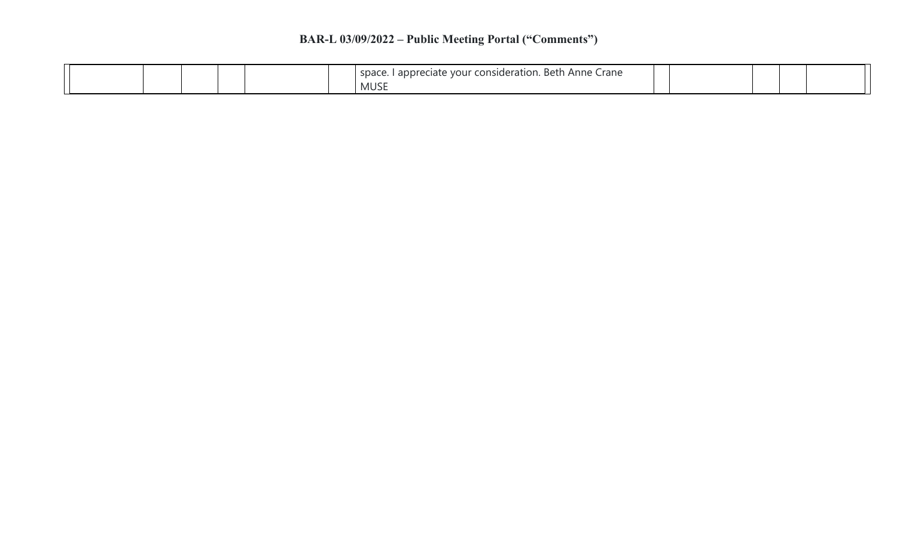| | | | | | | | | | | | |
|---|---|---|---|---|---|---|---|---|---|---|---|
| | | | | | | space. I appreciate your consideration. Beth Anne Crane MUSE | | | | | |